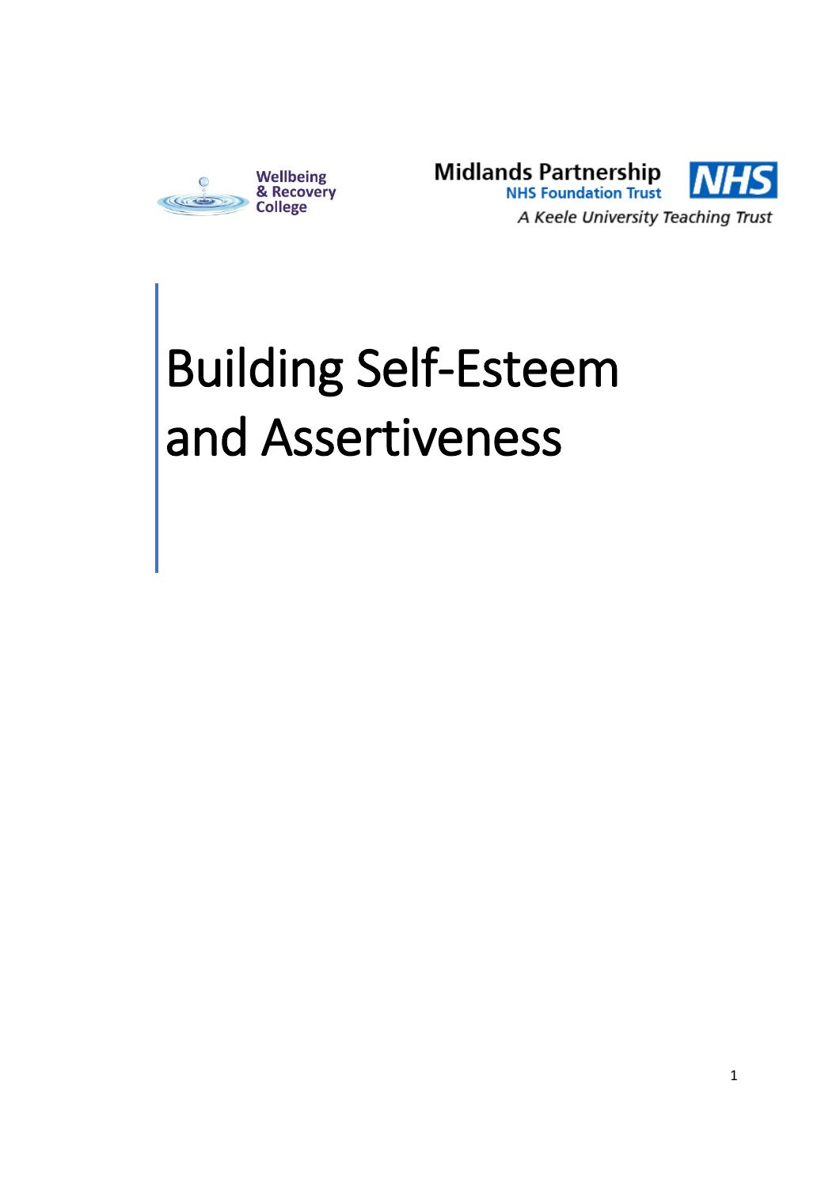Wellbeing & Recovery College

Midlands Partnership NHS Foundation Trust

*A Keele University Teaching Trust*

# Building Self-Esteem and Assertiveness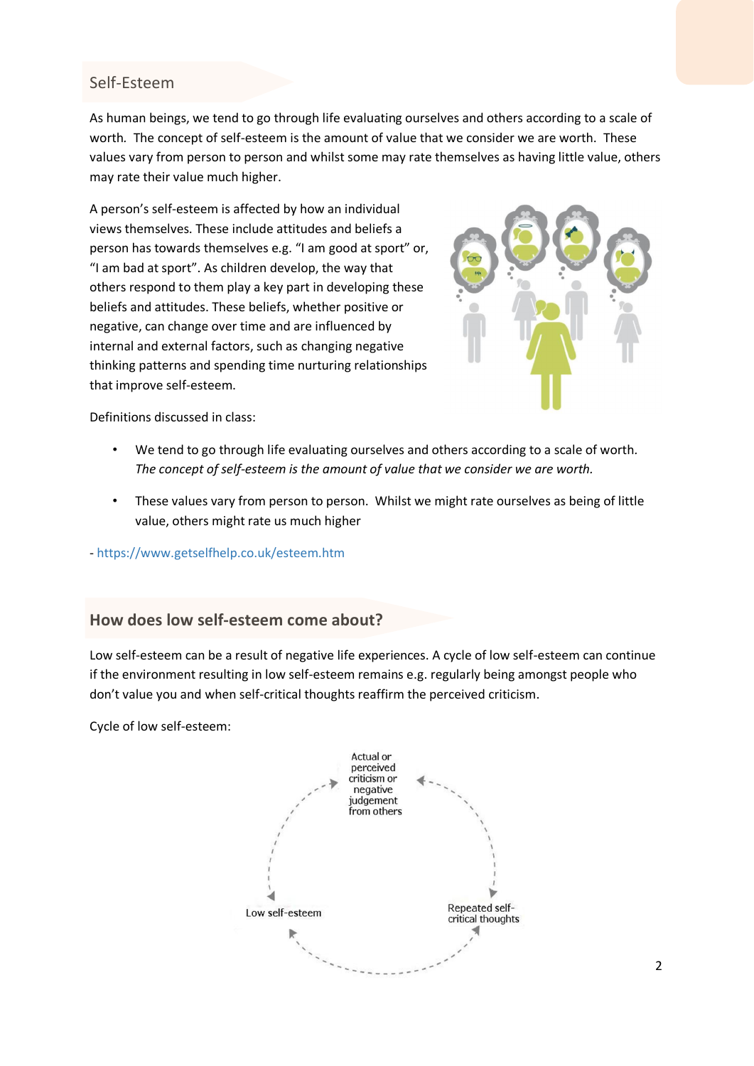## Self-Esteem

As human beings, we tend to go through life evaluating ourselves and others according to a scale of worth. The concept of self-esteem is the amount of value that we consider we are worth. These values vary from person to person and whilst some may rate themselves as having little value, others may rate their value much higher.

A person's self-esteem is affected by how an individual views themselves. These include attitudes and beliefs a person has towards themselves e.g. "I am good at sport" or, "I am bad at sport". As children develop, the way that others respond to them play a key part in developing these beliefs and attitudes. These beliefs, whether positive or negative, can change over time and are influenced by internal and external factors, such as changing negative thinking patterns and spending time nurturing relationships that improve self-esteem.

Definitions discussed in class:

- We tend to go through life evaluating ourselves and others according to a scale of worth. *The concept of self-esteem is the amount of value that we consider we are worth.*
- These values vary from person to person. Whilst we might rate ourselves as being of little value, others might rate us much higher

- https://www.getselfhelp.co.uk/esteem.htm

## How does low self-esteem come about?

Low self-esteem can be a result of negative life experiences. A cycle of low self-esteem can continue if the environment resulting in low self-esteem remains e.g. regularly being amongst people who don't value you and when self-critical thoughts reaffirm the perceived criticism.

Cycle of low self-esteem:

Actual or perceived criticism or negative judgement from others

Repeated self-critical thoughts

Low self-esteem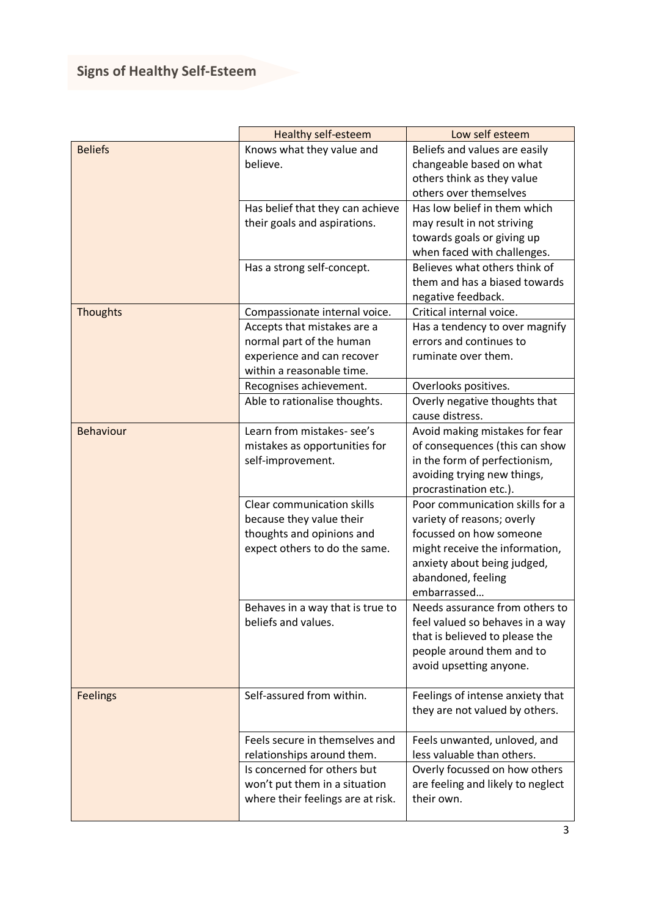## Signs of Healthy Self-Esteem

| | Healthy self-esteem | Low self esteem |
|---|---|---|
| Beliefs | Knows what they value and believe. | Beliefs and values are easily changeable based on what others think as they value others over themselves |
| | Has belief that they can achieve their goals and aspirations. | Has low belief in them which may result in not striving towards goals or giving up when faced with challenges. |
| | Has a strong self-concept. | Believes what others think of them and has a biased towards negative feedback. |
| Thoughts | Compassionate internal voice. | Critical internal voice. |
| | Accepts that mistakes are a normal part of the human experience and can recover within a reasonable time. | Has a tendency to over magnify errors and continues to ruminate over them. |
| | Recognises achievement. | Overlooks positives. |
| | Able to rationalise thoughts. | Overly negative thoughts that cause distress. |
| Behaviour | Learn from mistakes- see's mistakes as opportunities for self-improvement. | Avoid making mistakes for fear of consequences (this can show in the form of perfectionism, avoiding trying new things, procrastination etc.). |
| | Clear communication skills because they value their thoughts and opinions and expect others to do the same. | Poor communication skills for a variety of reasons; overly focussed on how someone might receive the information, anxiety about being judged, abandoned, feeling embarrassed… |
| | Behaves in a way that is true to beliefs and values. | Needs assurance from others to feel valued so behaves in a way that is believed to please the people around them and to avoid upsetting anyone. |
| Feelings | Self-assured from within. | Feelings of intense anxiety that they are not valued by others. |
| | Feels secure in themselves and relationships around them. | Feels unwanted, unloved, and less valuable than others. |
| | Is concerned for others but won't put them in a situation where their feelings are at risk. | Overly focussed on how others are feeling and likely to neglect their own. |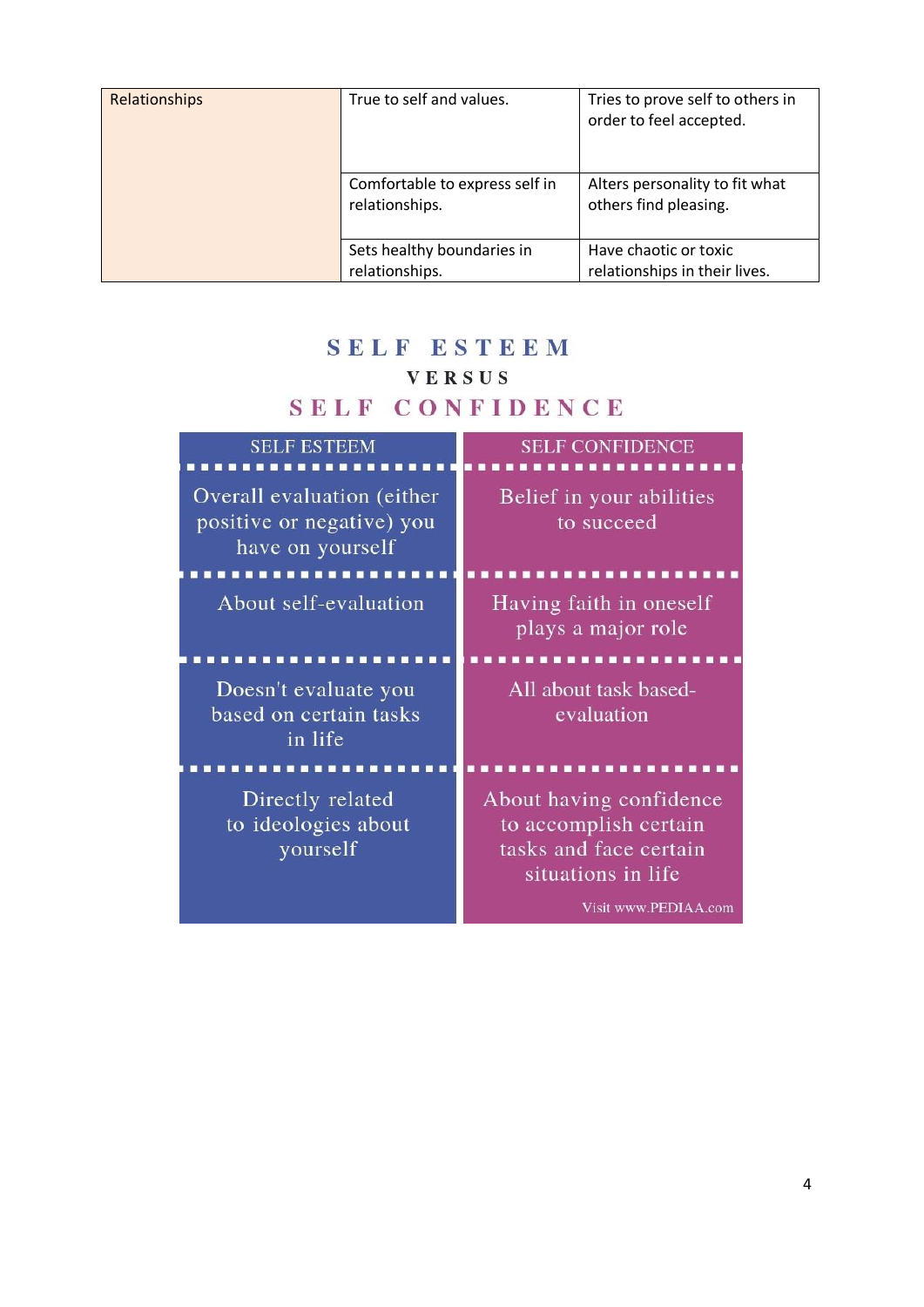| | | |
|---|---|---|
| Relationships | True to self and values. | Tries to prove self to others in order to feel accepted. |
| | Comfortable to express self in relationships. | Alters personality to fit what others find pleasing. |
| | Sets healthy boundaries in relationships. | Have chaotic or toxic relationships in their lives. |

## SELF ESTEEM VERSUS SELF CONFIDENCE

| SELF ESTEEM | SELF CONFIDENCE |
|---|---|
| Overall evaluation (either positive or negative) you have on yourself | Belief in your abilities to succeed |
| About self-evaluation | Having faith in oneself plays a major role |
| Doesn't evaluate you based on certain tasks in life | All about task based-evaluation |
| Directly related to ideologies about yourself | About having confidence to accomplish certain tasks and face certain situations in life |

Visit www.PEDIAA.com